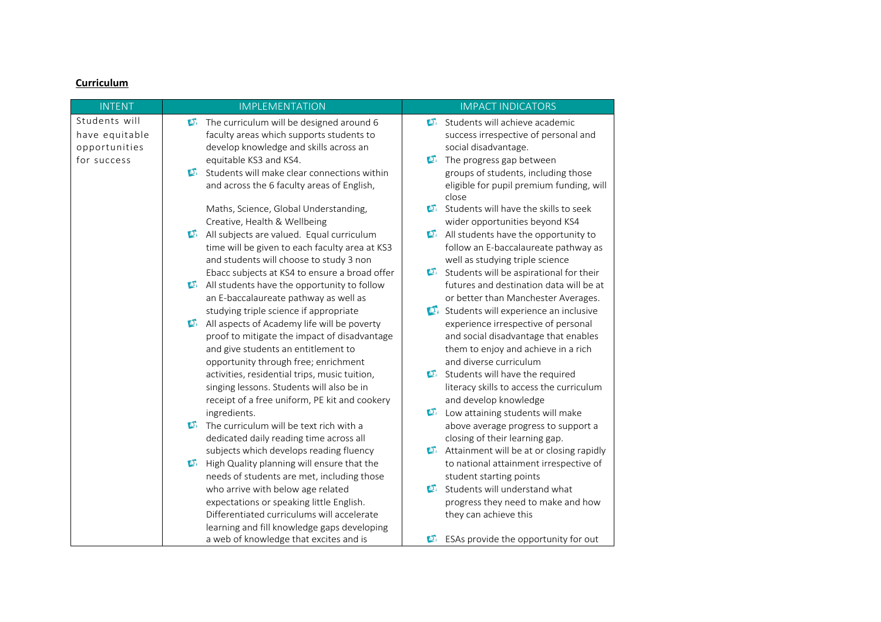**Curriculum**

| INTENT | IMPLEMENTATION | IMPACT INDICATORS |
|---|---|---|
| Students will have equitable opportunities for success | - The curriculum will be designed around 6 faculty areas which supports students to develop knowledge and skills across an equitable KS3 and KS4.<br>- Students will make clear connections within and across the 6 faculty areas of English, Maths, Science, Global Understanding, Creative, Health & Wellbeing<br>- All subjects are valued. Equal curriculum time will be given to each faculty area at KS3 and students will choose to study 3 non Ebacc subjects at KS4 to ensure a broad offer<br>- All students have the opportunity to follow an E-baccalaureate pathway as well as studying triple science if appropriate<br>- All aspects of Academy life will be poverty proof to mitigate the impact of disadvantage and give students an entitlement to opportunity through free; enrichment activities, residential trips, music tuition, singing lessons. Students will also be in receipt of a free uniform, PE kit and cookery ingredients.<br>- The curriculum will be text rich with a dedicated daily reading time across all subjects which develops reading fluency<br>- High Quality planning will ensure that the needs of students are met, including those who arrive with below age related expectations or speaking little English. Differentiated curriculums will accelerate learning and fill knowledge gaps developing a web of knowledge that excites and is | - Students will achieve academic success irrespective of personal and social disadvantage.<br>- The progress gap between groups of students, including those eligible for pupil premium funding, will close<br>- Students will have the skills to seek wider opportunities beyond KS4<br>- All students have the opportunity to follow an E-baccalaureate pathway as well as studying triple science<br>- Students will be aspirational for their futures and destination data will be at or better than Manchester Averages.<br>- Students will experience an inclusive experience irrespective of personal and social disadvantage that enables them to enjoy and achieve in a rich and diverse curriculum<br>- Students will have the required literacy skills to access the curriculum and develop knowledge<br>- Low attaining students will make above average progress to support a closing of their learning gap.<br>- Attainment will be at or closing rapidly to national attainment irrespective of student starting points<br>- Students will understand what progress they need to make and how they can achieve this<br>- ESAs provide the opportunity for out |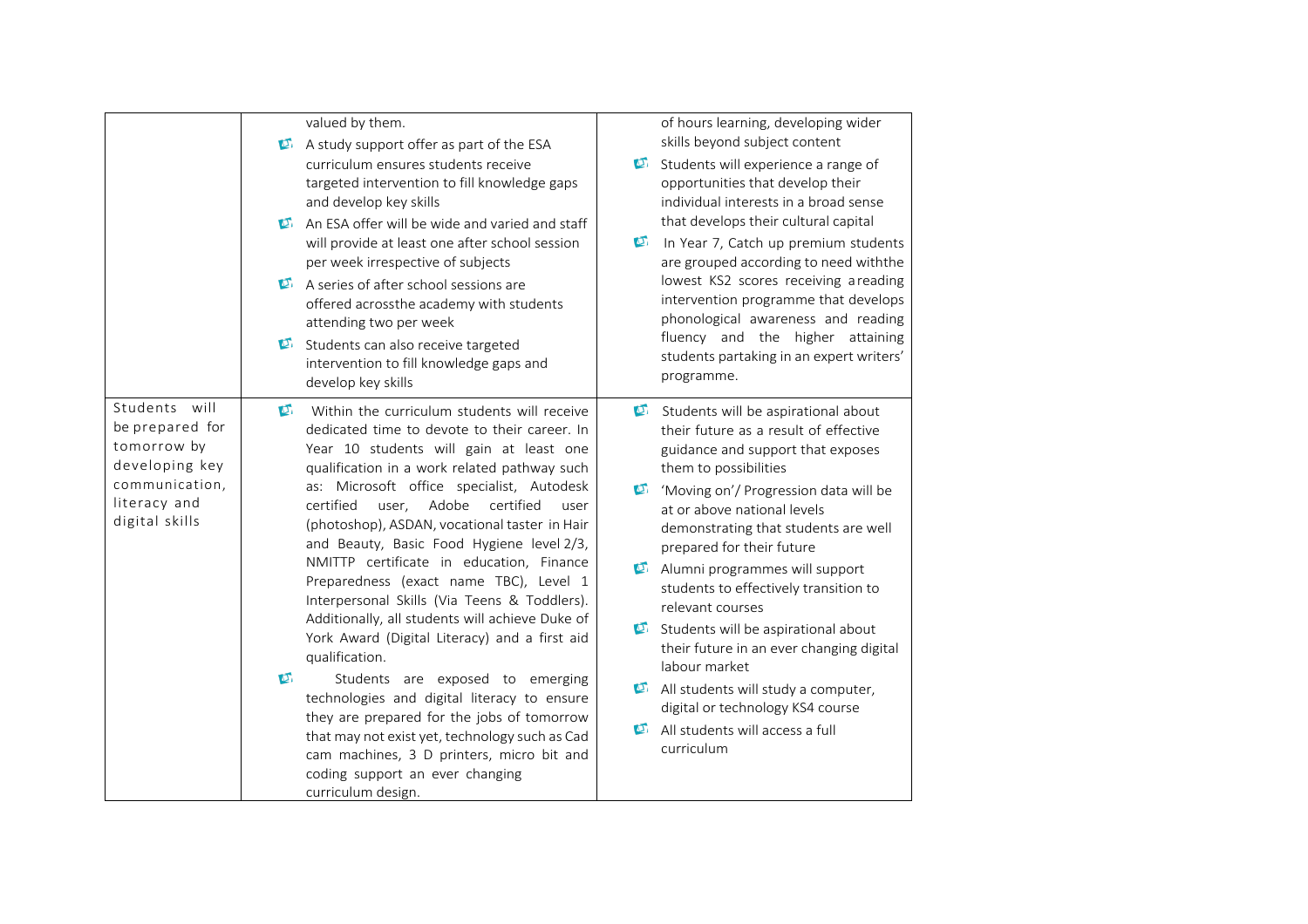| | | |
|---|---|---|
| | valued by them.<br>• A study support offer as part of the ESA curriculum ensures students receive targeted intervention to fill knowledge gaps and develop key skills<br>• An ESA offer will be wide and varied and staff will provide at least one after school session per week irrespective of subjects<br>• A series of after school sessions are offered acrossthe academy with students attending two per week<br>• Students can also receive targeted intervention to fill knowledge gaps and develop key skills | of hours learning, developing wider skills beyond subject content<br>• Students will experience a range of opportunities that develop their individual interests in a broad sense that develops their cultural capital<br>• In Year 7, Catch up premium students are grouped according to need withthe lowest KS2 scores receiving areading intervention programme that develops phonological awareness and reading fluency and the higher attaining students partaking in an expert writers' programme. |
| Students will be prepared for tomorrow by developing key communication, literacy and digital skills | • Within the curriculum students will receive dedicated time to devote to their career. In Year 10 students will gain at least one qualification in a work related pathway such as: Microsoft office specialist, Autodesk certified user, Adobe certified user (photoshop), ASDAN, vocational taster in Hair and Beauty, Basic Food Hygiene level 2/3, NMITTP certificate in education, Finance Preparedness (exact name TBC), Level 1 Interpersonal Skills (Via Teens & Toddlers). Additionally, all students will achieve Duke of York Award (Digital Literacy) and a first aid qualification.<br>• Students are exposed to emerging technologies and digital literacy to ensure they are prepared for the jobs of tomorrow that may not exist yet, technology such as Cad cam machines, 3 D printers, micro bit and coding support an ever changing curriculum design. | • Students will be aspirational about their future as a result of effective guidance and support that exposes them to possibilities<br>• 'Moving on'/ Progression data will be at or above national levels demonstrating that students are well prepared for their future<br>• Alumni programmes will support students to effectively transition to relevant courses<br>• Students will be aspirational about their future in an ever changing digital labour market<br>• All students will study a computer, digital or technology KS4 course<br>• All students will access a full curriculum |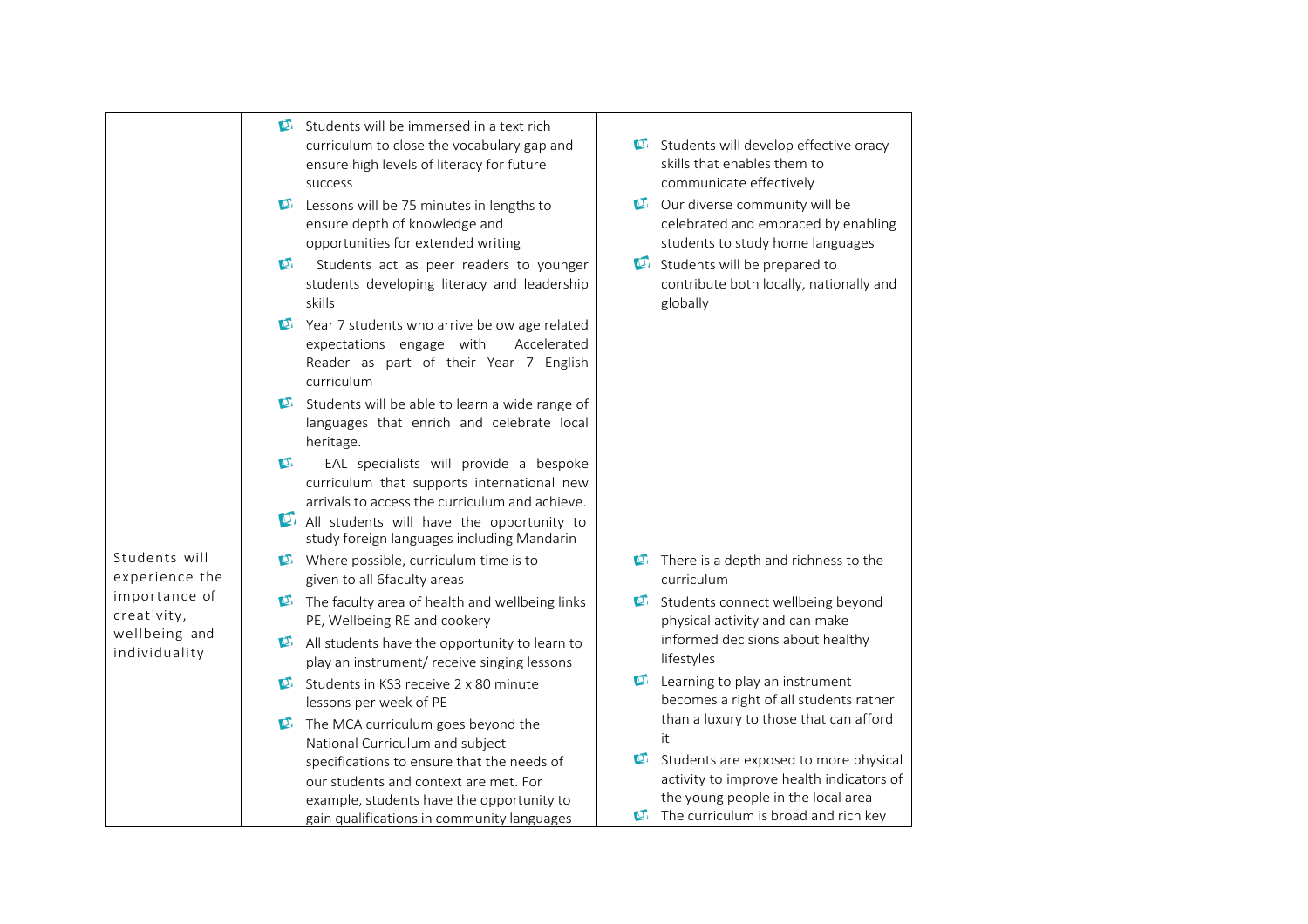| | | |
|---|---|---|
| | - Students will be immersed in a text rich curriculum to close the vocabulary gap and ensure high levels of literacy for future success<br>- Lessons will be 75 minutes in lengths to ensure depth of knowledge and opportunities for extended writing<br>- Students act as peer readers to younger students developing literacy and leadership skills<br>- Year 7 students who arrive below age related expectations engage with Accelerated Reader as part of their Year 7 English curriculum<br>- Students will be able to learn a wide range of languages that enrich and celebrate local heritage.<br>- EAL specialists will provide a bespoke curriculum that supports international new arrivals to access the curriculum and achieve.<br>- All students will have the opportunity to study foreign languages including Mandarin | - Students will develop effective oracy skills that enables them to communicate effectively<br>- Our diverse community will be celebrated and embraced by enabling students to study home languages<br>- Students will be prepared to contribute both locally, nationally and globally |
| Students will experience the importance of creativity, wellbeing and individuality | - Where possible, curriculum time is to given to all 6faculty areas<br>- The faculty area of health and wellbeing links PE, Wellbeing RE and cookery<br>- All students have the opportunity to learn to play an instrument/ receive singing lessons<br>- Students in KS3 receive 2 x 80 minute lessons per week of PE<br>- The MCA curriculum goes beyond the National Curriculum and subject specifications to ensure that the needs of our students and context are met. For example, students have the opportunity to gain qualifications in community languages | - There is a depth and richness to the curriculum<br>- Students connect wellbeing beyond physical activity and can make informed decisions about healthy lifestyles<br>- Learning to play an instrument becomes a right of all students rather than a luxury to those that can afford it<br>- Students are exposed to more physical activity to improve health indicators of the young people in the local area<br>- The curriculum is broad and rich key |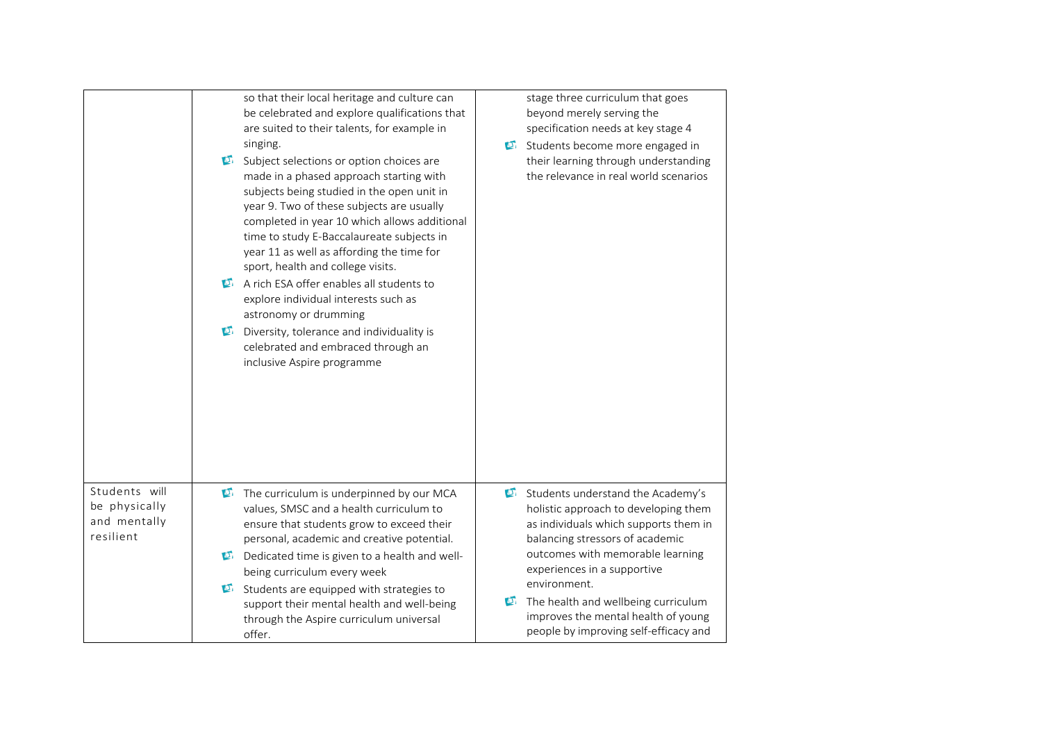| | | |
|---|---|---|
| | so that their local heritage and culture can be celebrated and explore qualifications that are suited to their talents, for example in singing.<br>- Subject selections or option choices are made in a phased approach starting with subjects being studied in the open unit in year 9. Two of these subjects are usually completed in year 10 which allows additional time to study E-Baccalaureate subjects in year 11 as well as affording the time for sport, health and college visits.<br>- A rich ESA offer enables all students to explore individual interests such as astronomy or drumming<br>- Diversity, tolerance and individuality is celebrated and embraced through an inclusive Aspire programme | stage three curriculum that goes beyond merely serving the specification needs at key stage 4<br>- Students become more engaged in their learning through understanding the relevance in real world scenarios |
| Students will be physically and mentally resilient | - The curriculum is underpinned by our MCA values, SMSC and a health curriculum to ensure that students grow to exceed their personal, academic and creative potential.<br>- Dedicated time is given to a health and well-being curriculum every week<br>- Students are equipped with strategies to support their mental health and well-being through the Aspire curriculum universal offer. | - Students understand the Academy's holistic approach to developing them as individuals which supports them in balancing stressors of academic outcomes with memorable learning experiences in a supportive environment.<br>- The health and wellbeing curriculum improves the mental health of young people by improving self-efficacy and |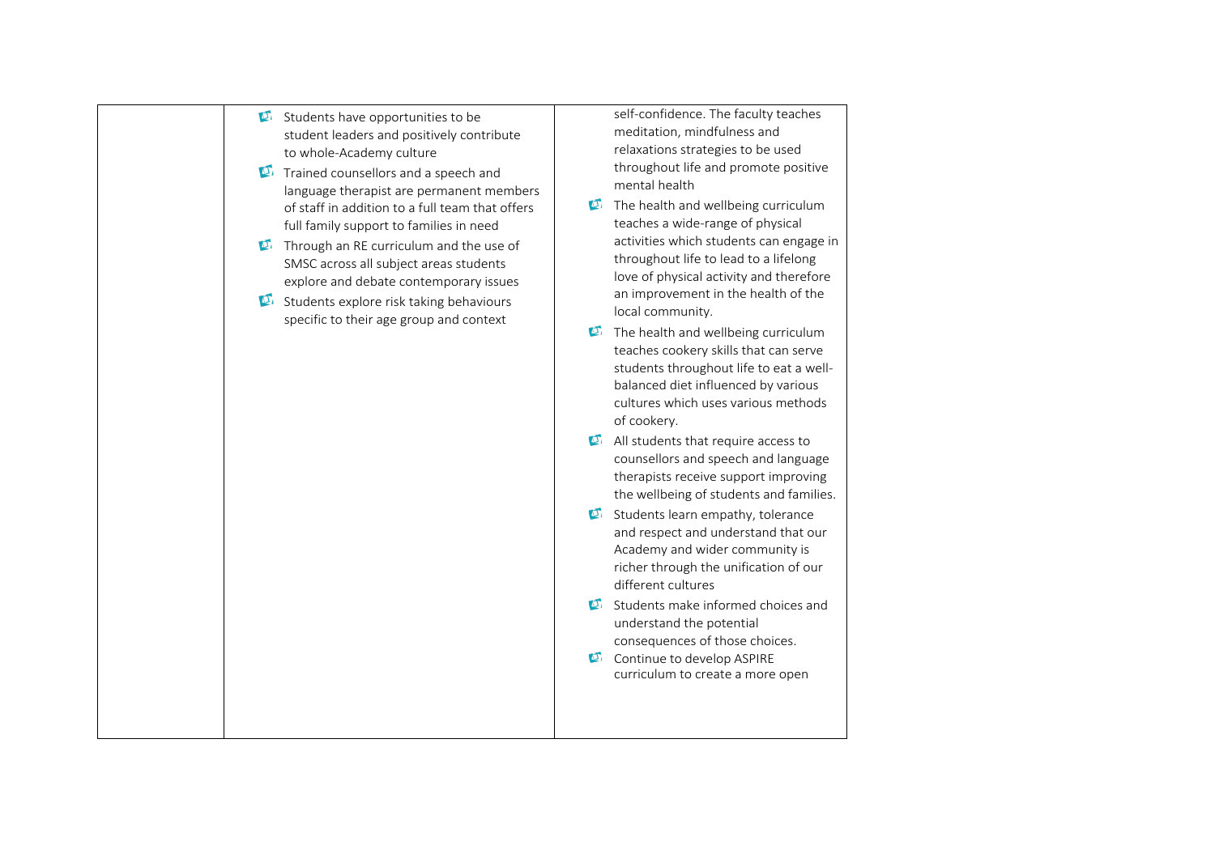| | | |
|---|---|---|
| | - Students have opportunities to be student leaders and positively contribute to whole-Academy culture<br>- Trained counsellors and a speech and language therapist are permanent members of staff in addition to a full team that offers full family support to families in need<br>- Through an RE curriculum and the use of SMSC across all subject areas students explore and debate contemporary issues<br>- Students explore risk taking behaviours specific to their age group and context | self-confidence. The faculty teaches meditation, mindfulness and relaxations strategies to be used throughout life and promote positive mental health<br>- The health and wellbeing curriculum teaches a wide-range of physical activities which students can engage in throughout life to lead to a lifelong love of physical activity and therefore an improvement in the health of the local community.<br>- The health and wellbeing curriculum teaches cookery skills that can serve students throughout life to eat a well-balanced diet influenced by various cultures which uses various methods of cookery.<br>- All students that require access to counsellors and speech and language therapists receive support improving the wellbeing of students and families.<br>- Students learn empathy, tolerance and respect and understand that our Academy and wider community is richer through the unification of our different cultures<br>- Students make informed choices and understand the potential consequences of those choices.<br>- Continue to develop ASPIRE curriculum to create a more open |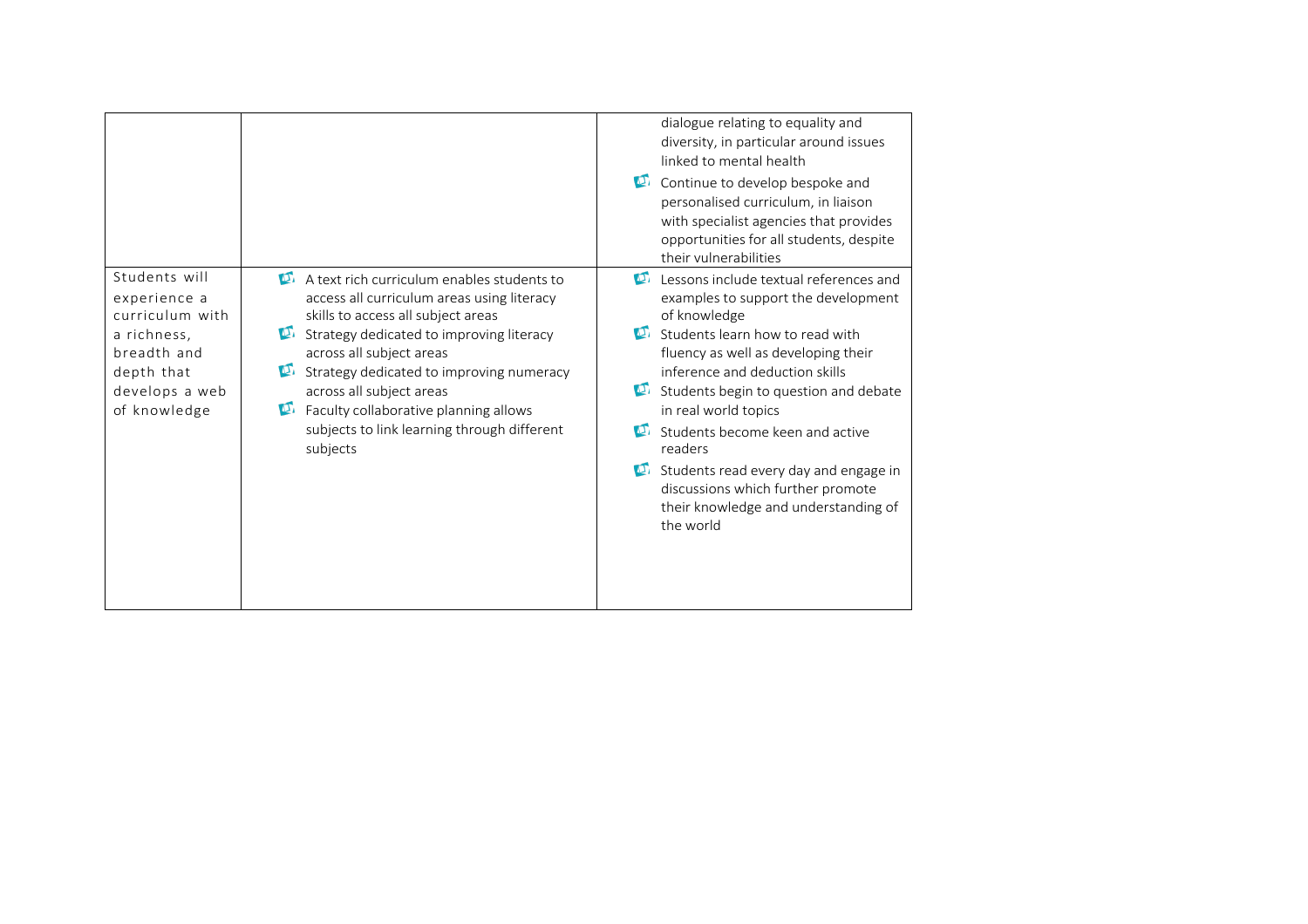| | | |
|---|---|---|
| | | dialogue relating to equality and diversity, in particular around issues linked to mental health<br>• Continue to develop bespoke and personalised curriculum, in liaison with specialist agencies that provides opportunities for all students, despite their vulnerabilities |
| Students will experience a curriculum with a richness, breadth and depth that develops a web of knowledge | • A text rich curriculum enables students to access all curriculum areas using literacy skills to access all subject areas<br>• Strategy dedicated to improving literacy across all subject areas<br>• Strategy dedicated to improving numeracy across all subject areas<br>• Faculty collaborative planning allows subjects to link learning through different subjects | • Lessons include textual references and examples to support the development of knowledge<br>• Students learn how to read with fluency as well as developing their inference and deduction skills<br>• Students begin to question and debate in real world topics<br>• Students become keen and active readers<br>• Students read every day and engage in discussions which further promote their knowledge and understanding of the world |